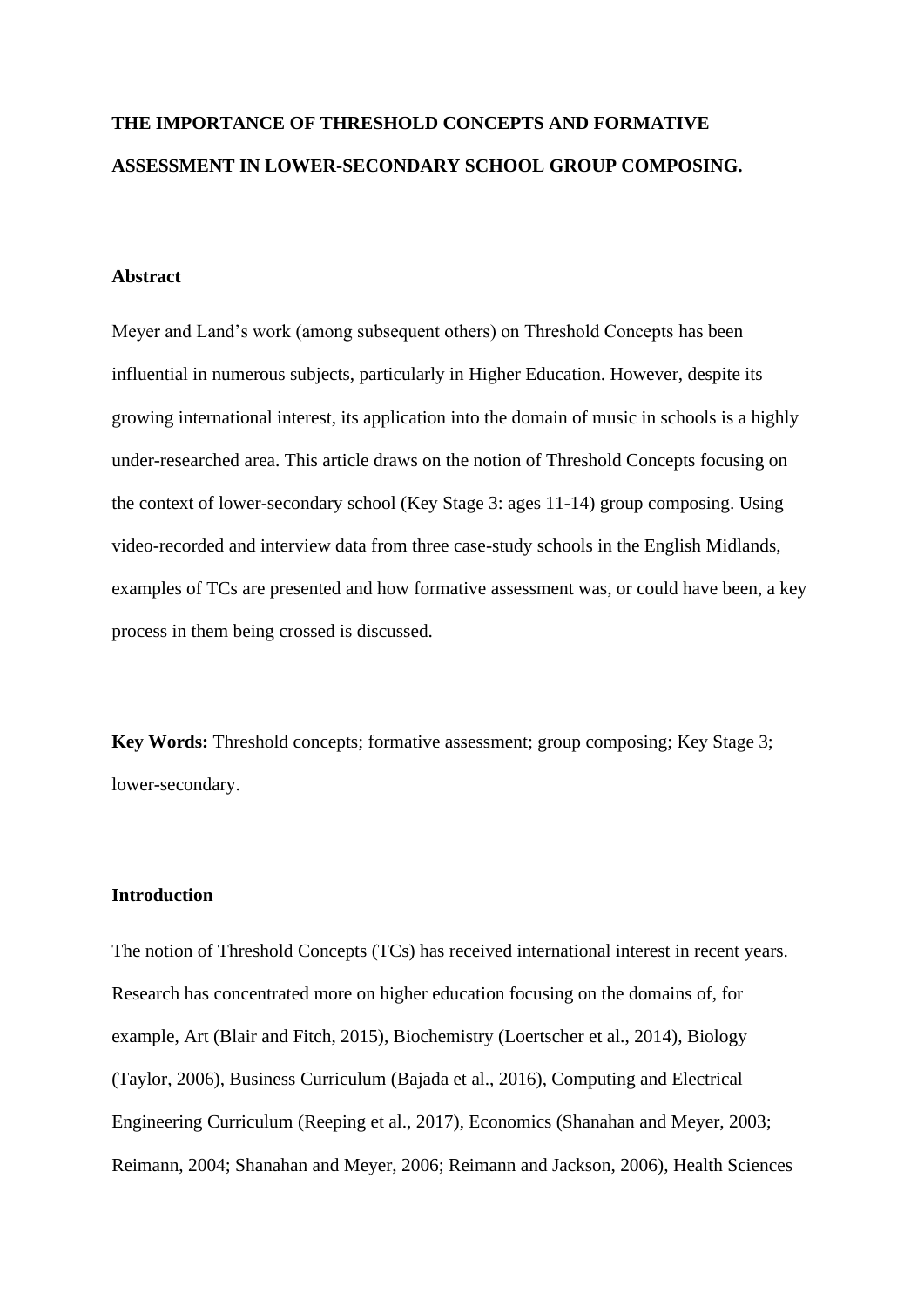# THE IMPORTANCE OF THRESHOLD CONCEPTS AND FORMATIVE ASSESSMENT IN LOWER-SECONDARY SCHOOL GROUP COMPOSING.

## Abstract

Meyer and Land's work (among subsequent others) on Threshold Concepts has been influential in numerous subjects, particularly in Higher Education. However, despite its growing international interest, its application into the domain of music in schools is a highly under-researched area. This article draws on the notion of Threshold Concepts focusing on the context of lower-secondary school (Key Stage 3: ages 11-14) group composing. Using video-recorded and interview data from three case-study schools in the English Midlands, examples of TCs are presented and how formative assessment was, or could have been, a key process in them being crossed is discussed.

**Key Words:** Threshold concepts; formative assessment; group composing; Key Stage 3; lower-secondary.

## Introduction

The notion of Threshold Concepts (TCs) has received international interest in recent years. Research has concentrated more on higher education focusing on the domains of, for example, Art (Blair and Fitch, 2015), Biochemistry (Loertscher et al., 2014), Biology (Taylor, 2006), Business Curriculum (Bajada et al., 2016), Computing and Electrical Engineering Curriculum (Reeping et al., 2017), Economics (Shanahan and Meyer, 2003; Reimann, 2004; Shanahan and Meyer, 2006; Reimann and Jackson, 2006), Health Sciences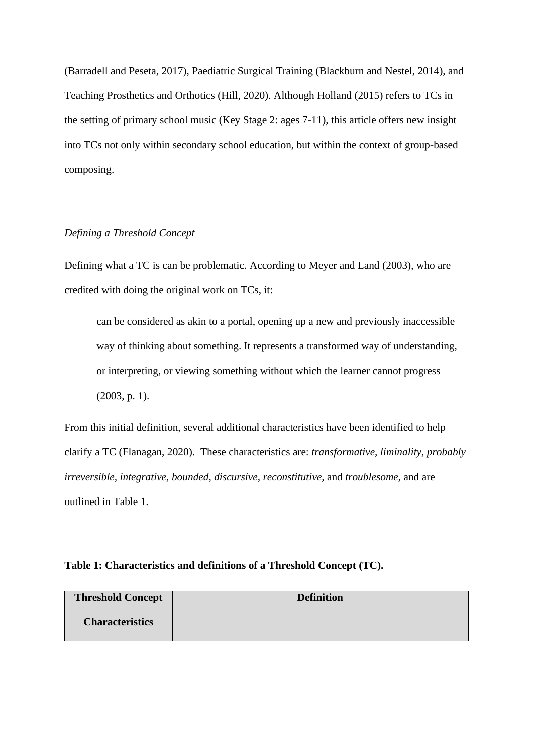(Barradell and Peseta, 2017), Paediatric Surgical Training (Blackburn and Nestel, 2014), and Teaching Prosthetics and Orthotics (Hill, 2020). Although Holland (2015) refers to TCs in the setting of primary school music (Key Stage 2: ages 7-11), this article offers new insight into TCs not only within secondary school education, but within the context of group-based composing.

*Defining a Threshold Concept*

Defining what a TC is can be problematic. According to Meyer and Land (2003), who are credited with doing the original work on TCs, it:

> can be considered as akin to a portal, opening up a new and previously inaccessible way of thinking about something. It represents a transformed way of understanding, or interpreting, or viewing something without which the learner cannot progress (2003, p. 1).

From this initial definition, several additional characteristics have been identified to help clarify a TC (Flanagan, 2020). These characteristics are: *transformative, liminality, probably irreversible, integrative, bounded, discursive, reconstitutive,* and *troublesome,* and are outlined in Table 1.

**Table 1: Characteristics and definitions of a Threshold Concept (TC).**

| Threshold Concept Characteristics | Definition |
| --- | --- |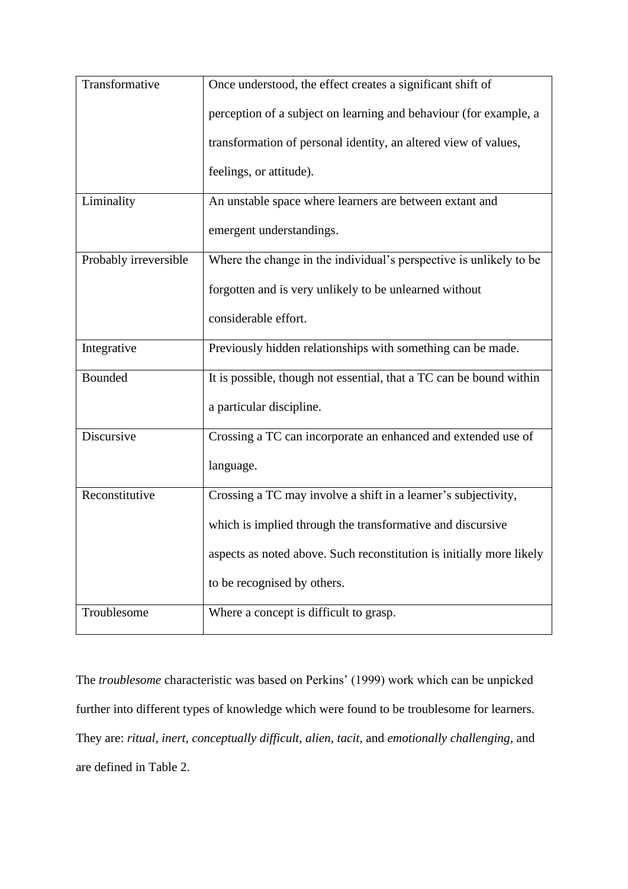| | |
|---|---|
| Transformative | Once understood, the effect creates a significant shift of perception of a subject on learning and behaviour (for example, a transformation of personal identity, an altered view of values, feelings, or attitude). |
| Liminality | An unstable space where learners are between extant and emergent understandings. |
| Probably irreversible | Where the change in the individual's perspective is unlikely to be forgotten and is very unlikely to be unlearned without considerable effort. |
| Integrative | Previously hidden relationships with something can be made. |
| Bounded | It is possible, though not essential, that a TC can be bound within a particular discipline. |
| Discursive | Crossing a TC can incorporate an enhanced and extended use of language. |
| Reconstitutive | Crossing a TC may involve a shift in a learner's subjectivity, which is implied through the transformative and discursive aspects as noted above. Such reconstitution is initially more likely to be recognised by others. |
| Troublesome | Where a concept is difficult to grasp. |

The *troublesome* characteristic was based on Perkins' (1999) work which can be unpicked further into different types of knowledge which were found to be troublesome for learners. They are: *ritual, inert, conceptually difficult, alien, tacit,* and *emotionally challenging,* and are defined in Table 2.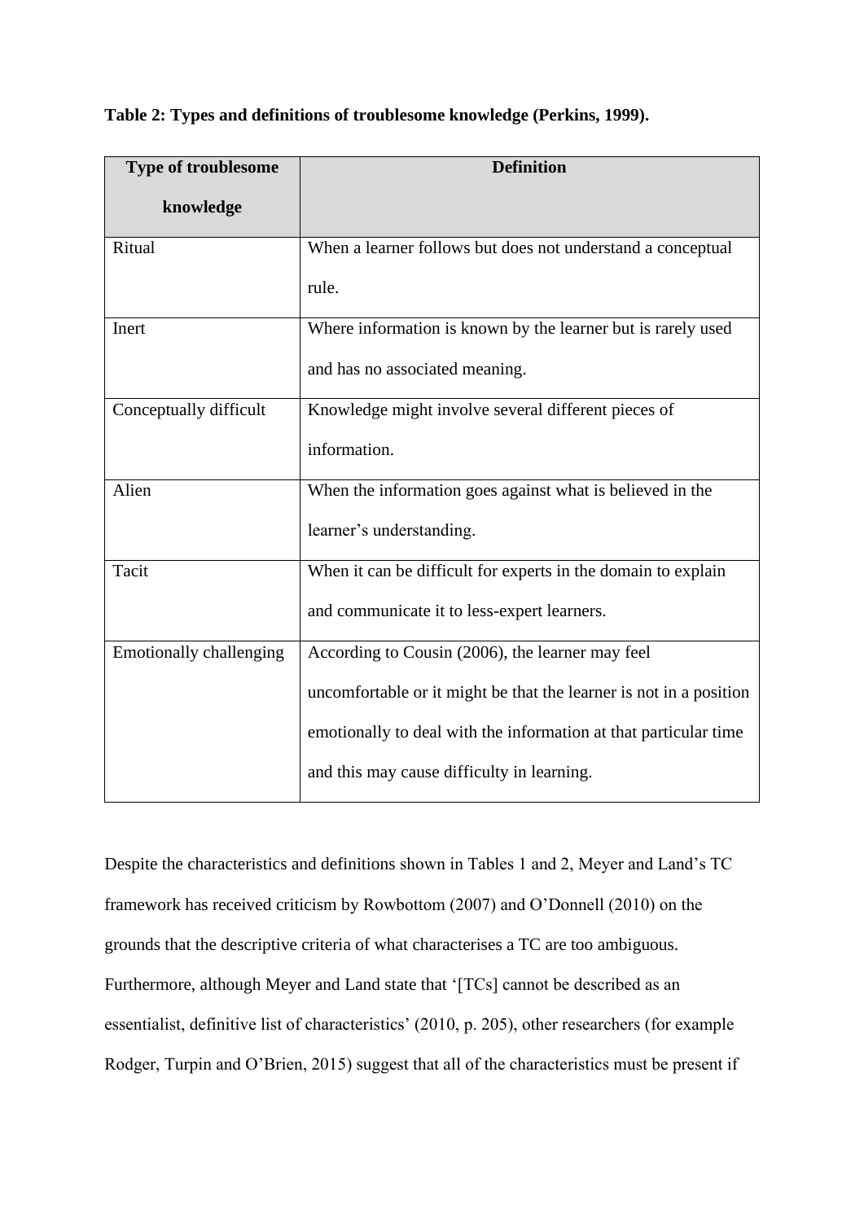**Table 2: Types and definitions of troublesome knowledge (Perkins, 1999).**

| Type of troublesome knowledge | Definition |
|---|---|
| Ritual | When a learner follows but does not understand a conceptual rule. |
| Inert | Where information is known by the learner but is rarely used and has no associated meaning. |
| Conceptually difficult | Knowledge might involve several different pieces of information. |
| Alien | When the information goes against what is believed in the learner's understanding. |
| Tacit | When it can be difficult for experts in the domain to explain and communicate it to less-expert learners. |
| Emotionally challenging | According to Cousin (2006), the learner may feel uncomfortable or it might be that the learner is not in a position emotionally to deal with the information at that particular time and this may cause difficulty in learning. |

Despite the characteristics and definitions shown in Tables 1 and 2, Meyer and Land's TC framework has received criticism by Rowbottom (2007) and O'Donnell (2010) on the grounds that the descriptive criteria of what characterises a TC are too ambiguous. Furthermore, although Meyer and Land state that '[TCs] cannot be described as an essentialist, definitive list of characteristics' (2010, p. 205), other researchers (for example Rodger, Turpin and O'Brien, 2015) suggest that all of the characteristics must be present if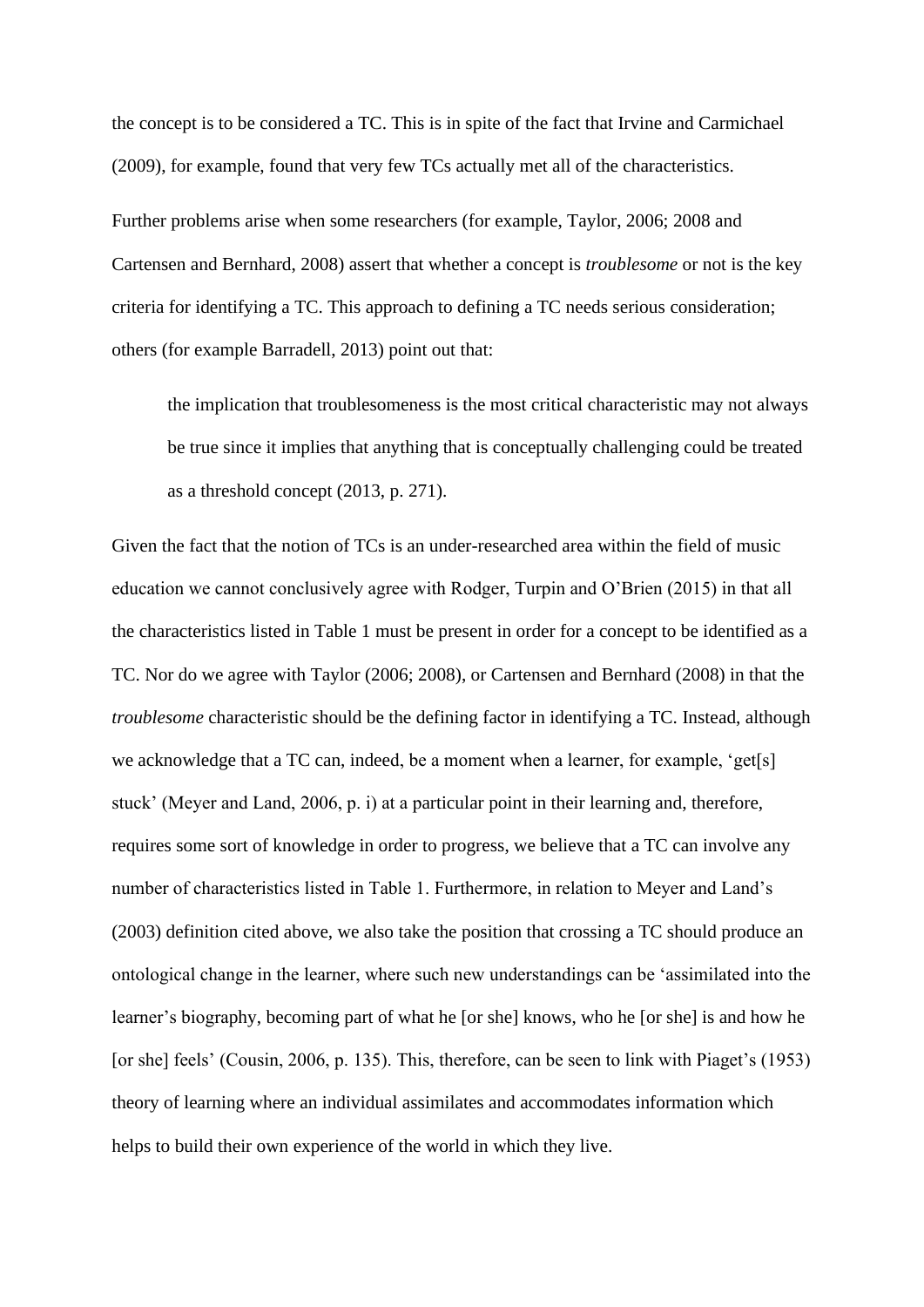the concept is to be considered a TC. This is in spite of the fact that Irvine and Carmichael (2009), for example, found that very few TCs actually met all of the characteristics.

Further problems arise when some researchers (for example, Taylor, 2006; 2008 and Cartensen and Bernhard, 2008) assert that whether a concept is *troublesome* or not is the key criteria for identifying a TC. This approach to defining a TC needs serious consideration; others (for example Barradell, 2013) point out that:

> the implication that troublesomeness is the most critical characteristic may not always be true since it implies that anything that is conceptually challenging could be treated as a threshold concept (2013, p. 271).

Given the fact that the notion of TCs is an under-researched area within the field of music education we cannot conclusively agree with Rodger, Turpin and O'Brien (2015) in that all the characteristics listed in Table 1 must be present in order for a concept to be identified as a TC. Nor do we agree with Taylor (2006; 2008), or Cartensen and Bernhard (2008) in that the *troublesome* characteristic should be the defining factor in identifying a TC. Instead, although we acknowledge that a TC can, indeed, be a moment when a learner, for example, 'get[s] stuck' (Meyer and Land, 2006, p. i) at a particular point in their learning and, therefore, requires some sort of knowledge in order to progress, we believe that a TC can involve any number of characteristics listed in Table 1. Furthermore, in relation to Meyer and Land's (2003) definition cited above, we also take the position that crossing a TC should produce an ontological change in the learner, where such new understandings can be 'assimilated into the learner's biography, becoming part of what he [or she] knows, who he [or she] is and how he [or she] feels' (Cousin, 2006, p. 135). This, therefore, can be seen to link with Piaget's (1953) theory of learning where an individual assimilates and accommodates information which helps to build their own experience of the world in which they live.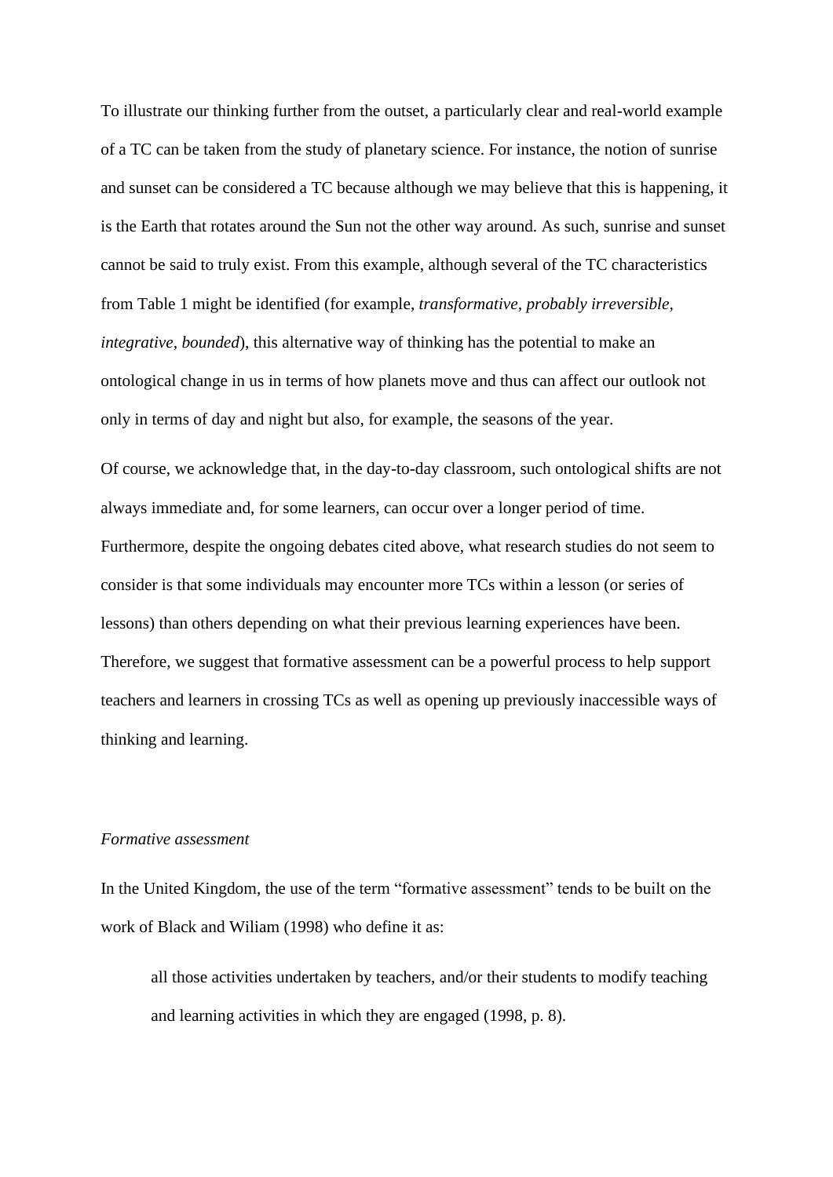To illustrate our thinking further from the outset, a particularly clear and real-world example of a TC can be taken from the study of planetary science. For instance, the notion of sunrise and sunset can be considered a TC because although we may believe that this is happening, it is the Earth that rotates around the Sun not the other way around. As such, sunrise and sunset cannot be said to truly exist. From this example, although several of the TC characteristics from Table 1 might be identified (for example, *transformative, probably irreversible, integrative, bounded*), this alternative way of thinking has the potential to make an ontological change in us in terms of how planets move and thus can affect our outlook not only in terms of day and night but also, for example, the seasons of the year.

Of course, we acknowledge that, in the day-to-day classroom, such ontological shifts are not always immediate and, for some learners, can occur over a longer period of time. Furthermore, despite the ongoing debates cited above, what research studies do not seem to consider is that some individuals may encounter more TCs within a lesson (or series of lessons) than others depending on what their previous learning experiences have been. Therefore, we suggest that formative assessment can be a powerful process to help support teachers and learners in crossing TCs as well as opening up previously inaccessible ways of thinking and learning.

*Formative assessment*

In the United Kingdom, the use of the term "formative assessment" tends to be built on the work of Black and Wiliam (1998) who define it as:

> all those activities undertaken by teachers, and/or their students to modify teaching and learning activities in which they are engaged (1998, p. 8).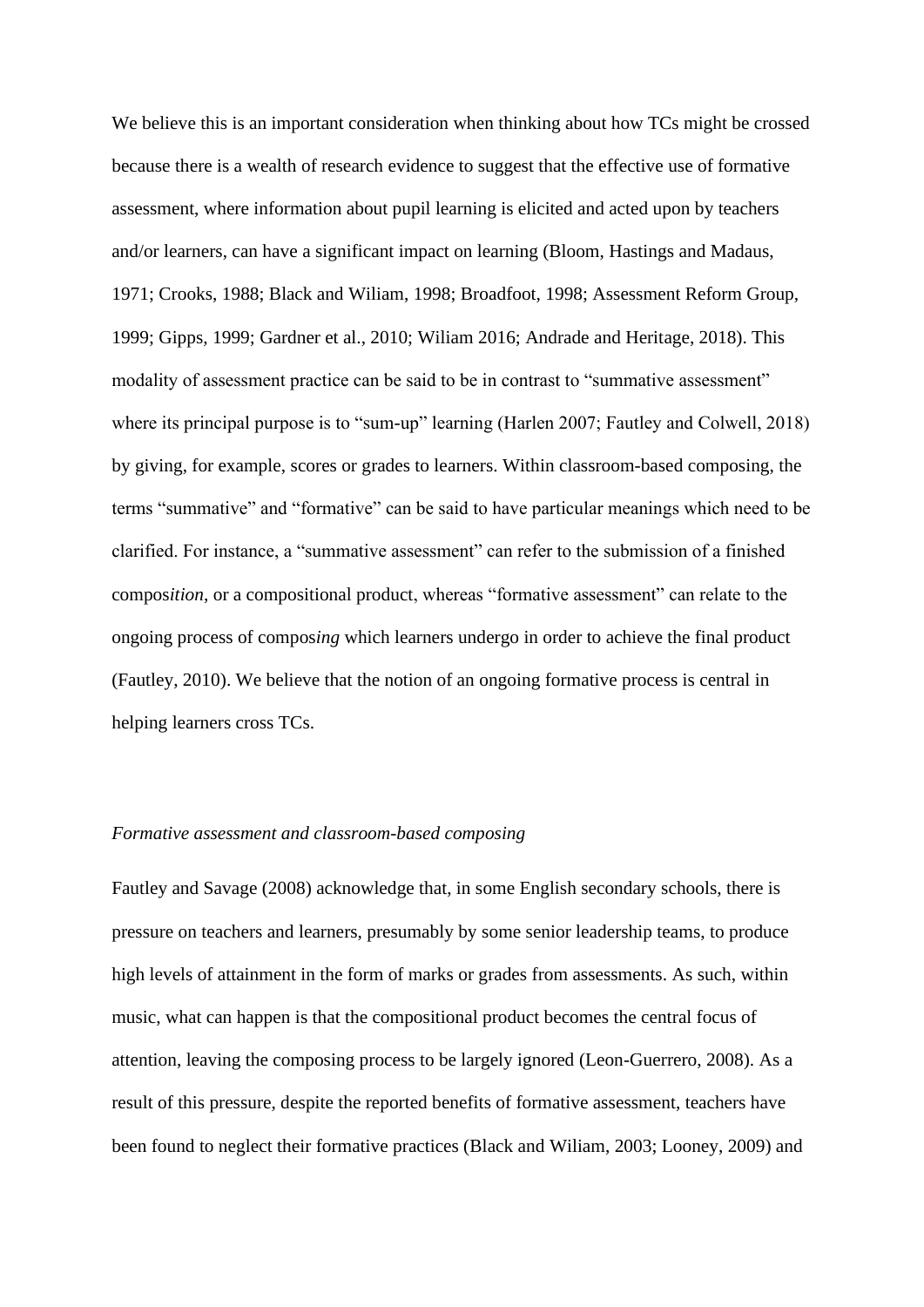We believe this is an important consideration when thinking about how TCs might be crossed because there is a wealth of research evidence to suggest that the effective use of formative assessment, where information about pupil learning is elicited and acted upon by teachers and/or learners, can have a significant impact on learning (Bloom, Hastings and Madaus, 1971; Crooks, 1988; Black and Wiliam, 1998; Broadfoot, 1998; Assessment Reform Group, 1999; Gipps, 1999; Gardner et al., 2010; Wiliam 2016; Andrade and Heritage, 2018). This modality of assessment practice can be said to be in contrast to "summative assessment" where its principal purpose is to "sum-up" learning (Harlen 2007; Fautley and Colwell, 2018) by giving, for example, scores or grades to learners. Within classroom-based composing, the terms "summative" and "formative" can be said to have particular meanings which need to be clarified. For instance, a "summative assessment" can refer to the submission of a finished compos*ition*, or a compositional product, whereas "formative assessment" can relate to the ongoing process of compos*ing* which learners undergo in order to achieve the final product (Fautley, 2010). We believe that the notion of an ongoing formative process is central in helping learners cross TCs.

*Formative assessment and classroom-based composing*

Fautley and Savage (2008) acknowledge that, in some English secondary schools, there is pressure on teachers and learners, presumably by some senior leadership teams, to produce high levels of attainment in the form of marks or grades from assessments. As such, within music, what can happen is that the compositional product becomes the central focus of attention, leaving the composing process to be largely ignored (Leon-Guerrero, 2008). As a result of this pressure, despite the reported benefits of formative assessment, teachers have been found to neglect their formative practices (Black and Wiliam, 2003; Looney, 2009) and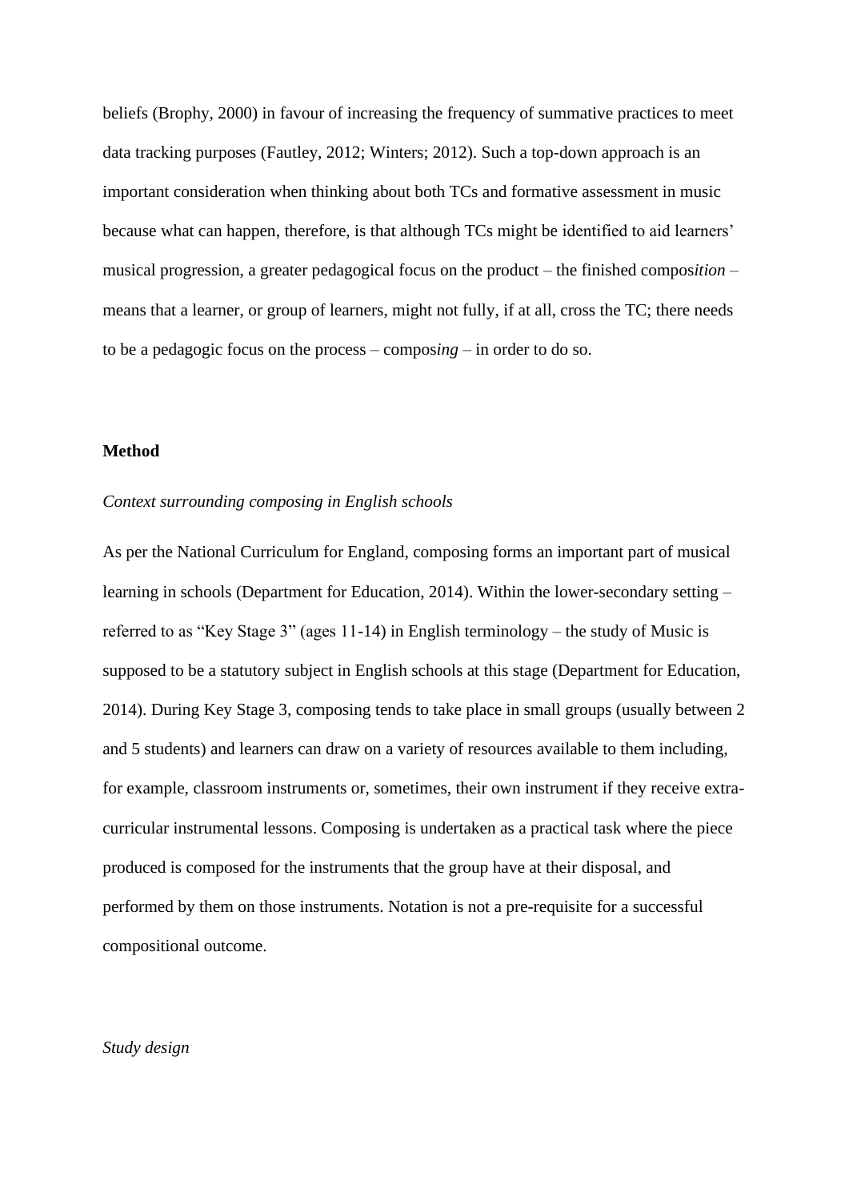beliefs (Brophy, 2000) in favour of increasing the frequency of summative practices to meet data tracking purposes (Fautley, 2012; Winters; 2012). Such a top-down approach is an important consideration when thinking about both TCs and formative assessment in music because what can happen, therefore, is that although TCs might be identified to aid learners' musical progression, a greater pedagogical focus on the product – the finished compos*ition* – means that a learner, or group of learners, might not fully, if at all, cross the TC; there needs to be a pedagogic focus on the process – compos*ing* – in order to do so.

## Method

### *Context surrounding composing in English schools*

As per the National Curriculum for England, composing forms an important part of musical learning in schools (Department for Education, 2014). Within the lower-secondary setting – referred to as "Key Stage 3" (ages 11-14) in English terminology – the study of Music is supposed to be a statutory subject in English schools at this stage (Department for Education, 2014). During Key Stage 3, composing tends to take place in small groups (usually between 2 and 5 students) and learners can draw on a variety of resources available to them including, for example, classroom instruments or, sometimes, their own instrument if they receive extra-curricular instrumental lessons. Composing is undertaken as a practical task where the piece produced is composed for the instruments that the group have at their disposal, and performed by them on those instruments. Notation is not a pre-requisite for a successful compositional outcome.

### *Study design*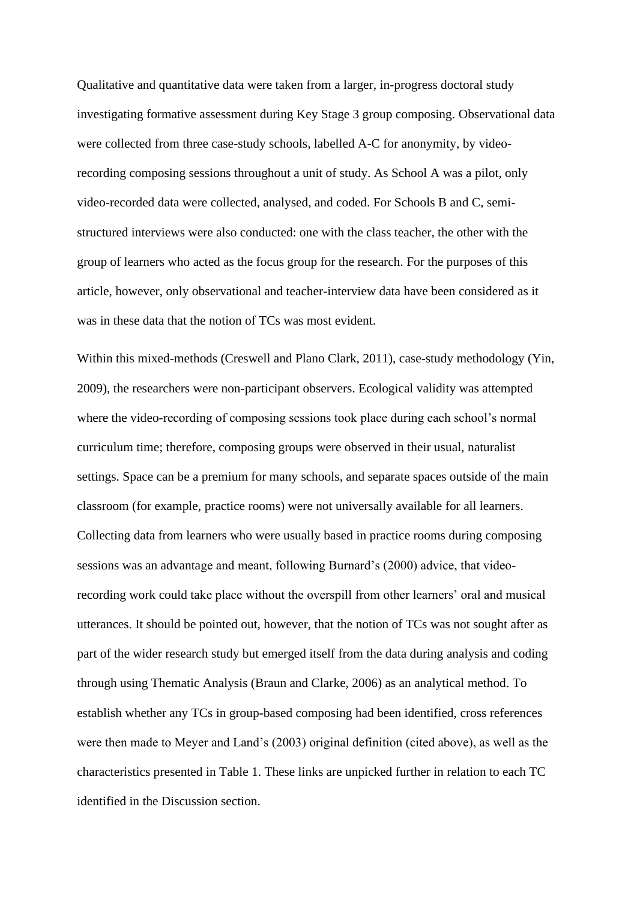Qualitative and quantitative data were taken from a larger, in-progress doctoral study investigating formative assessment during Key Stage 3 group composing. Observational data were collected from three case-study schools, labelled A-C for anonymity, by video-recording composing sessions throughout a unit of study. As School A was a pilot, only video-recorded data were collected, analysed, and coded. For Schools B and C, semi-structured interviews were also conducted: one with the class teacher, the other with the group of learners who acted as the focus group for the research. For the purposes of this article, however, only observational and teacher-interview data have been considered as it was in these data that the notion of TCs was most evident.

Within this mixed-methods (Creswell and Plano Clark, 2011), case-study methodology (Yin, 2009), the researchers were non-participant observers. Ecological validity was attempted where the video-recording of composing sessions took place during each school's normal curriculum time; therefore, composing groups were observed in their usual, naturalist settings. Space can be a premium for many schools, and separate spaces outside of the main classroom (for example, practice rooms) were not universally available for all learners. Collecting data from learners who were usually based in practice rooms during composing sessions was an advantage and meant, following Burnard's (2000) advice, that video-recording work could take place without the overspill from other learners' oral and musical utterances. It should be pointed out, however, that the notion of TCs was not sought after as part of the wider research study but emerged itself from the data during analysis and coding through using Thematic Analysis (Braun and Clarke, 2006) as an analytical method. To establish whether any TCs in group-based composing had been identified, cross references were then made to Meyer and Land's (2003) original definition (cited above), as well as the characteristics presented in Table 1. These links are unpicked further in relation to each TC identified in the Discussion section.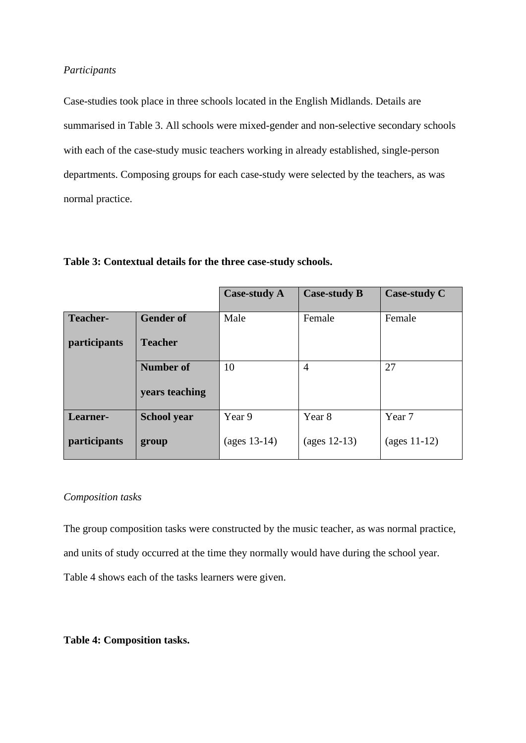*Participants*

Case-studies took place in three schools located in the English Midlands. Details are summarised in Table 3. All schools were mixed-gender and non-selective secondary schools with each of the case-study music teachers working in already established, single-person departments. Composing groups for each case-study were selected by the teachers, as was normal practice.

**Table 3: Contextual details for the three case-study schools.**

| | | Case-study A | Case-study B | Case-study C |
|---|---|---|---|---|
| **Teacher-participants** | **Gender of Teacher** | Male | Female | Female |
| | **Number of years teaching** | 10 | 4 | 27 |
| **Learner-participants** | **School year group** | Year 9 (ages 13-14) | Year 8 (ages 12-13) | Year 7 (ages 11-12) |

*Composition tasks*

The group composition tasks were constructed by the music teacher, as was normal practice, and units of study occurred at the time they normally would have during the school year. Table 4 shows each of the tasks learners were given.

**Table 4: Composition tasks.**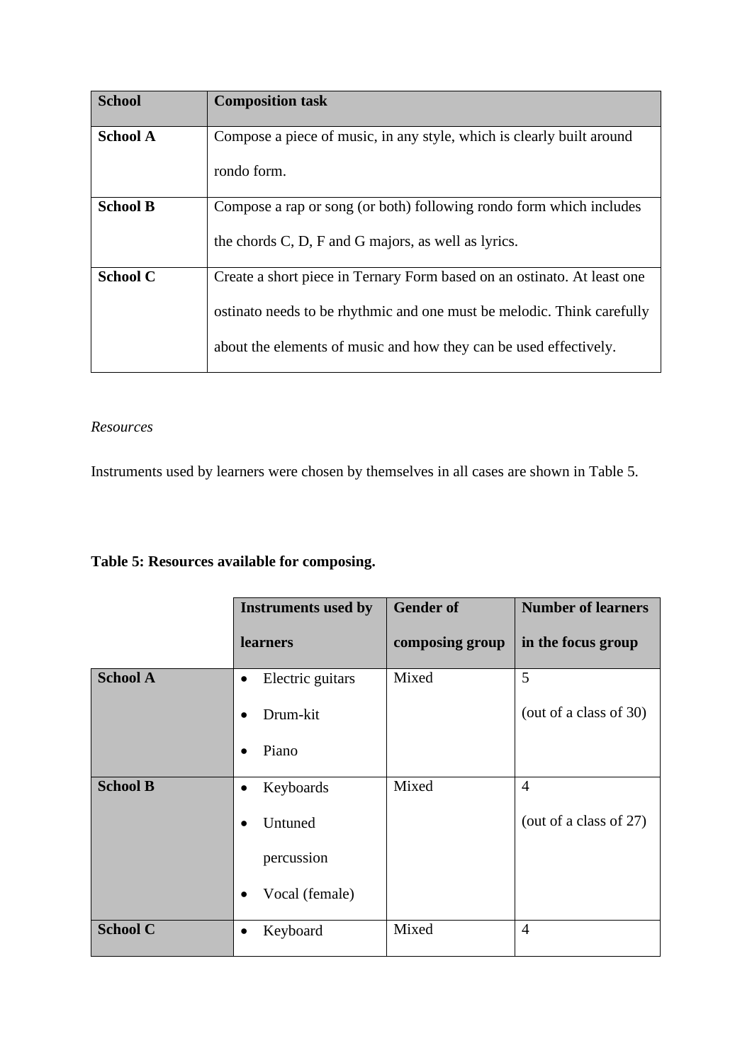| School | Composition task |
| --- | --- |
| School A | Compose a piece of music, in any style, which is clearly built around rondo form. |
| School B | Compose a rap or song (or both) following rondo form which includes the chords C, D, F and G majors, as well as lyrics. |
| School C | Create a short piece in Ternary Form based on an ostinato. At least one ostinato needs to be rhythmic and one must be melodic. Think carefully about the elements of music and how they can be used effectively. |

*Resources*

Instruments used by learners were chosen by themselves in all cases are shown in Table 5.

**Table 5: Resources available for composing.**

| | Instruments used by learners | Gender of composing group | Number of learners in the focus group |
| --- | --- | --- | --- |
| School A | • Electric guitars<br>• Drum-kit<br>• Piano | Mixed | 5<br>(out of a class of 30) |
| School B | • Keyboards<br>• Untuned percussion<br>• Vocal (female) | Mixed | 4<br>(out of a class of 27) |
| School C | • Keyboard | Mixed | 4 |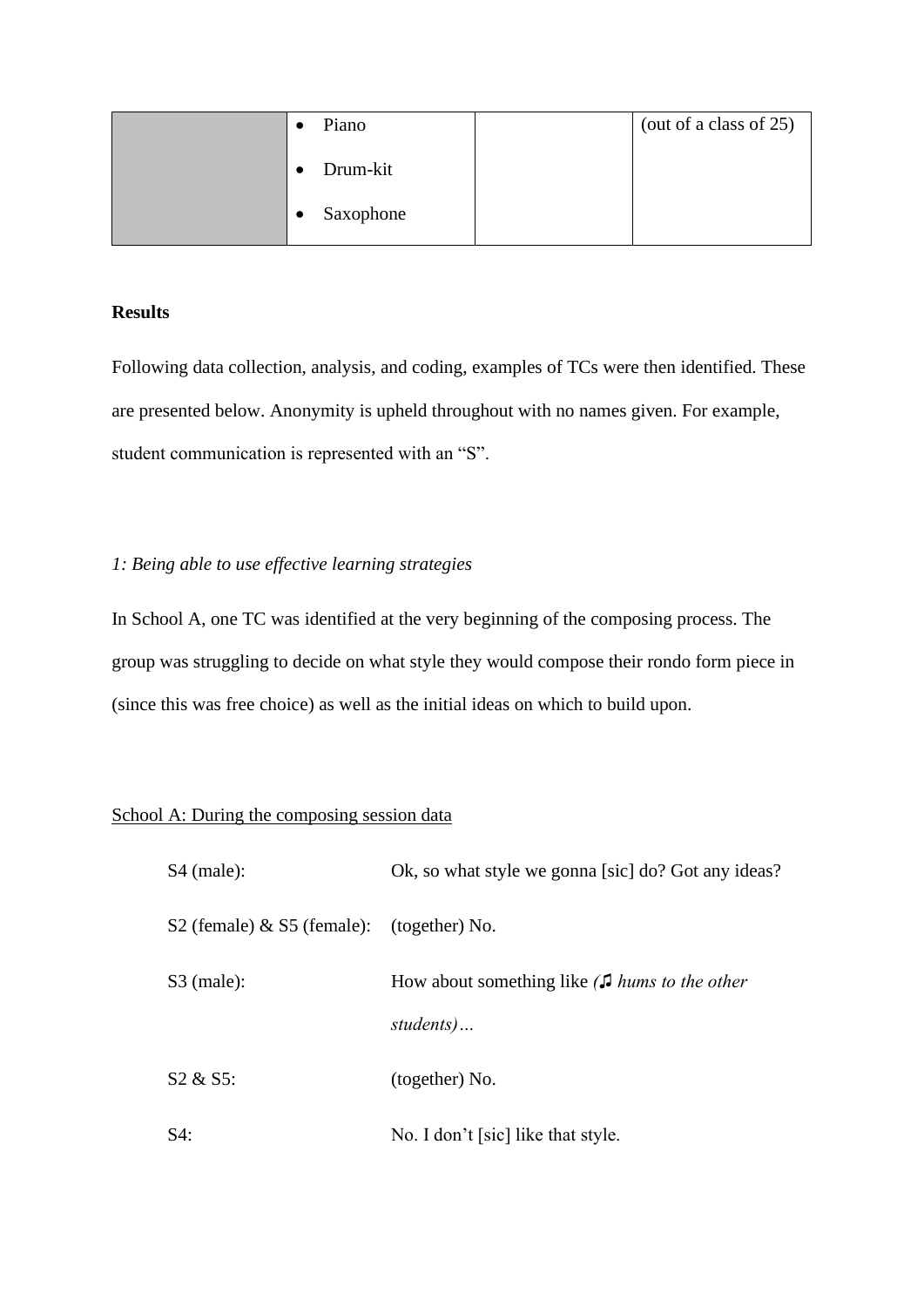|  | • Piano<br>• Drum-kit<br>• Saxophone |  | (out of a class of 25) |
|---|---|---|---|

**Results**

Following data collection, analysis, and coding, examples of TCs were then identified. These are presented below. Anonymity is upheld throughout with no names given. For example, student communication is represented with an "S".

*1: Being able to use effective learning strategies*

In School A, one TC was identified at the very beginning of the composing process. The group was struggling to decide on what style they would compose their rondo form piece in (since this was free choice) as well as the initial ideas on which to build upon.

School A: During the composing session data

S4 (male): Ok, so what style we gonna [sic] do? Got any ideas?

S2 (female) & S5 (female): (together) No.

S3 (male): How about something like *(♫ hums to the other students)…*

S2 & S5: (together) No.

S4: No. I don't [sic] like that style.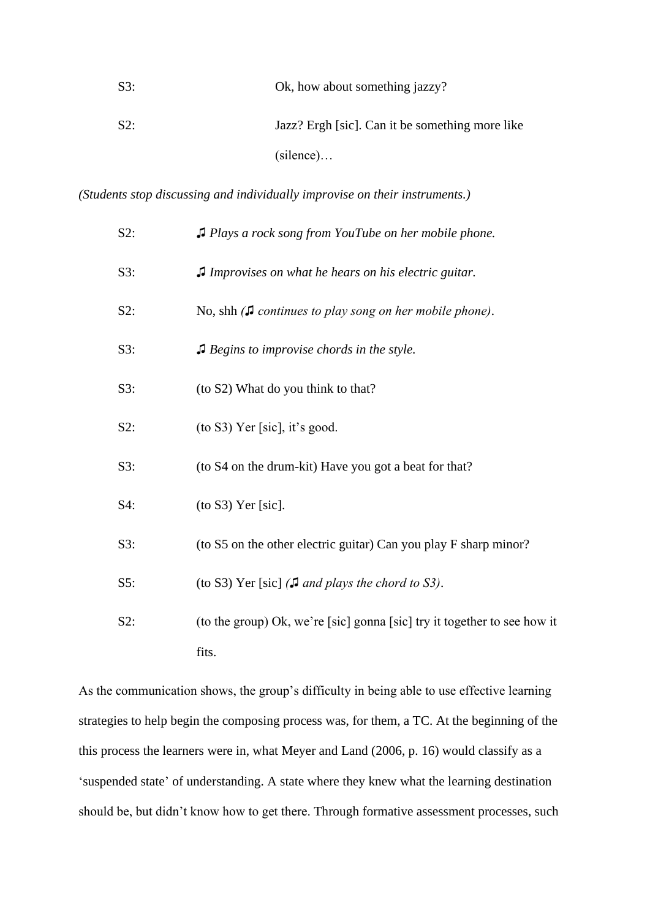S3: Ok, how about something jazzy?

S2: Jazz? Ergh [sic]. Can it be something more like (silence)…

*(Students stop discussing and individually improvise on their instruments.)*

S2: ♫ *Plays a rock song from YouTube on her mobile phone.*

S3: ♫ *Improvises on what he hears on his electric guitar.*

S2: No, shh *(♫ continues to play song on her mobile phone)*.

S3: ♫ *Begins to improvise chords in the style.*

S3: (to S2) What do you think to that?

S2: (to S3) Yer [sic], it's good.

S3: (to S4 on the drum-kit) Have you got a beat for that?

S4: (to S3) Yer [sic].

S3: (to S5 on the other electric guitar) Can you play F sharp minor?

S5: (to S3) Yer [sic] *(♫ and plays the chord to S3)*.

S2: (to the group) Ok, we're [sic] gonna [sic] try it together to see how it fits.

As the communication shows, the group's difficulty in being able to use effective learning strategies to help begin the composing process was, for them, a TC. At the beginning of the this process the learners were in, what Meyer and Land (2006, p. 16) would classify as a 'suspended state' of understanding. A state where they knew what the learning destination should be, but didn't know how to get there. Through formative assessment processes, such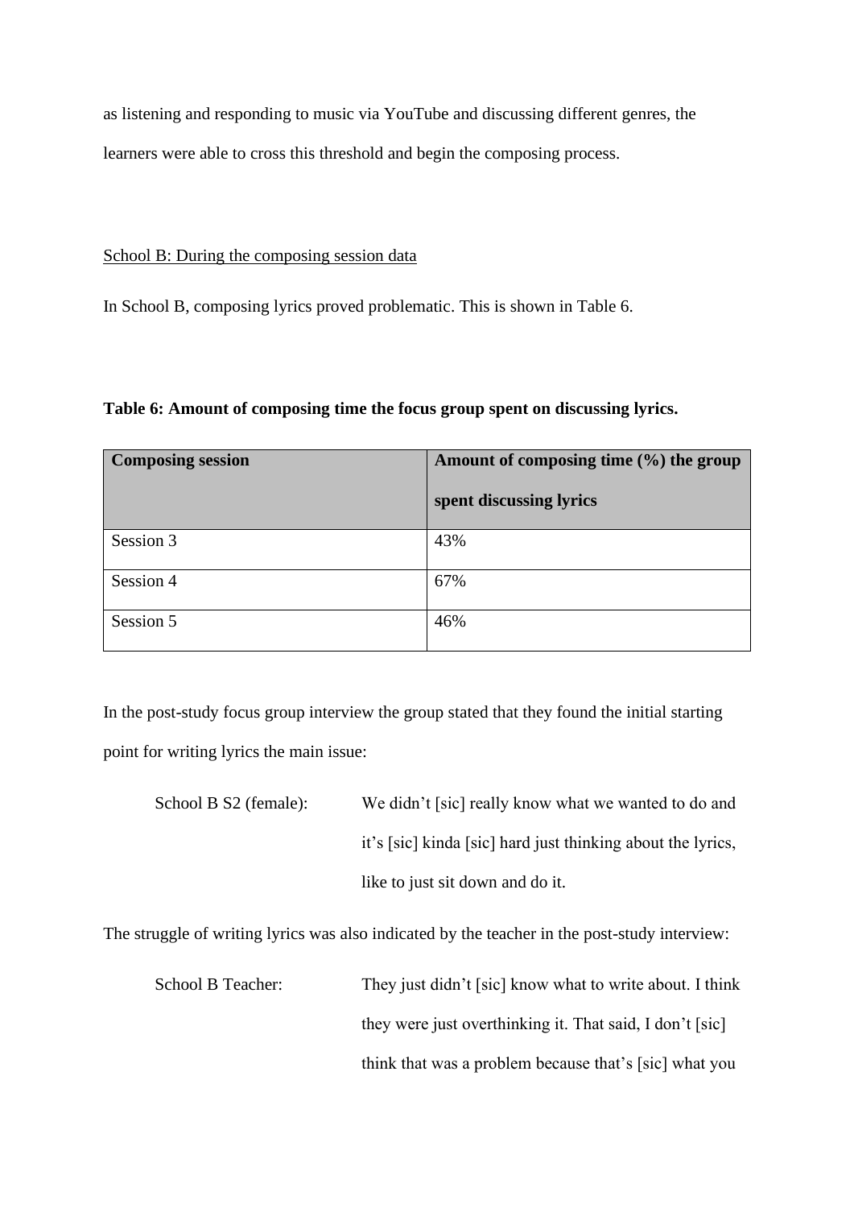as listening and responding to music via YouTube and discussing different genres, the learners were able to cross this threshold and begin the composing process.

School B: During the composing session data

In School B, composing lyrics proved problematic. This is shown in Table 6.

**Table 6: Amount of composing time the focus group spent on discussing lyrics.**

| Composing session | Amount of composing time (%) the group spent discussing lyrics |
|---|---|
| Session 3 | 43% |
| Session 4 | 67% |
| Session 5 | 46% |

In the post-study focus group interview the group stated that they found the initial starting point for writing lyrics the main issue:

> School B S2 (female): We didn't [sic] really know what we wanted to do and it's [sic] kinda [sic] hard just thinking about the lyrics, like to just sit down and do it.

The struggle of writing lyrics was also indicated by the teacher in the post-study interview:

> School B Teacher: They just didn't [sic] know what to write about. I think they were just overthinking it. That said, I don't [sic] think that was a problem because that's [sic] what you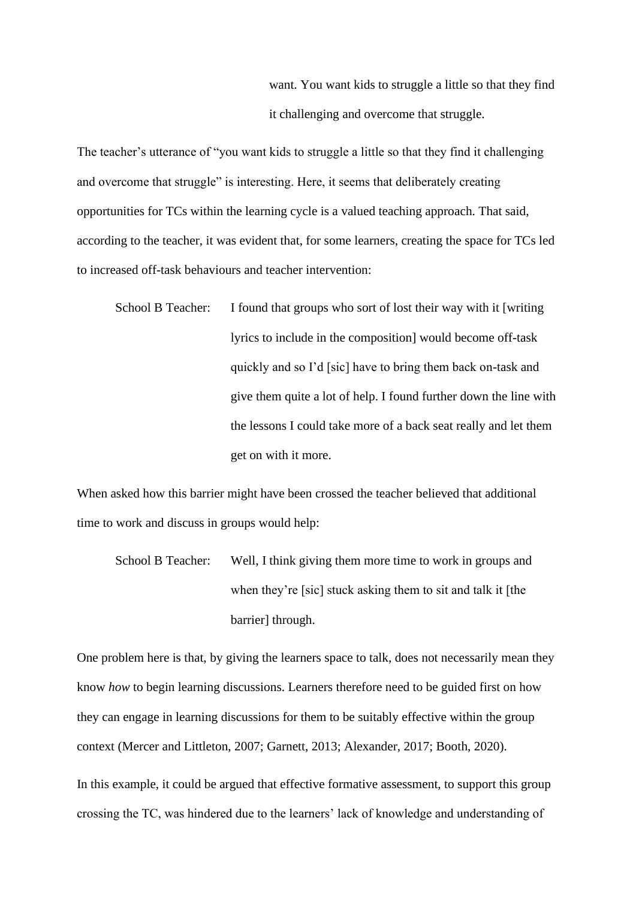want. You want kids to struggle a little so that they find it challenging and overcome that struggle.

The teacher's utterance of "you want kids to struggle a little so that they find it challenging and overcome that struggle" is interesting. Here, it seems that deliberately creating opportunities for TCs within the learning cycle is a valued teaching approach. That said, according to the teacher, it was evident that, for some learners, creating the space for TCs led to increased off-task behaviours and teacher intervention:

> School B Teacher: I found that groups who sort of lost their way with it [writing lyrics to include in the composition] would become off-task quickly and so I'd [sic] have to bring them back on-task and give them quite a lot of help. I found further down the line with the lessons I could take more of a back seat really and let them get on with it more.

When asked how this barrier might have been crossed the teacher believed that additional time to work and discuss in groups would help:

> School B Teacher: Well, I think giving them more time to work in groups and when they're [sic] stuck asking them to sit and talk it [the barrier] through.

One problem here is that, by giving the learners space to talk, does not necessarily mean they know *how* to begin learning discussions. Learners therefore need to be guided first on how they can engage in learning discussions for them to be suitably effective within the group context (Mercer and Littleton, 2007; Garnett, 2013; Alexander, 2017; Booth, 2020).

In this example, it could be argued that effective formative assessment, to support this group crossing the TC, was hindered due to the learners' lack of knowledge and understanding of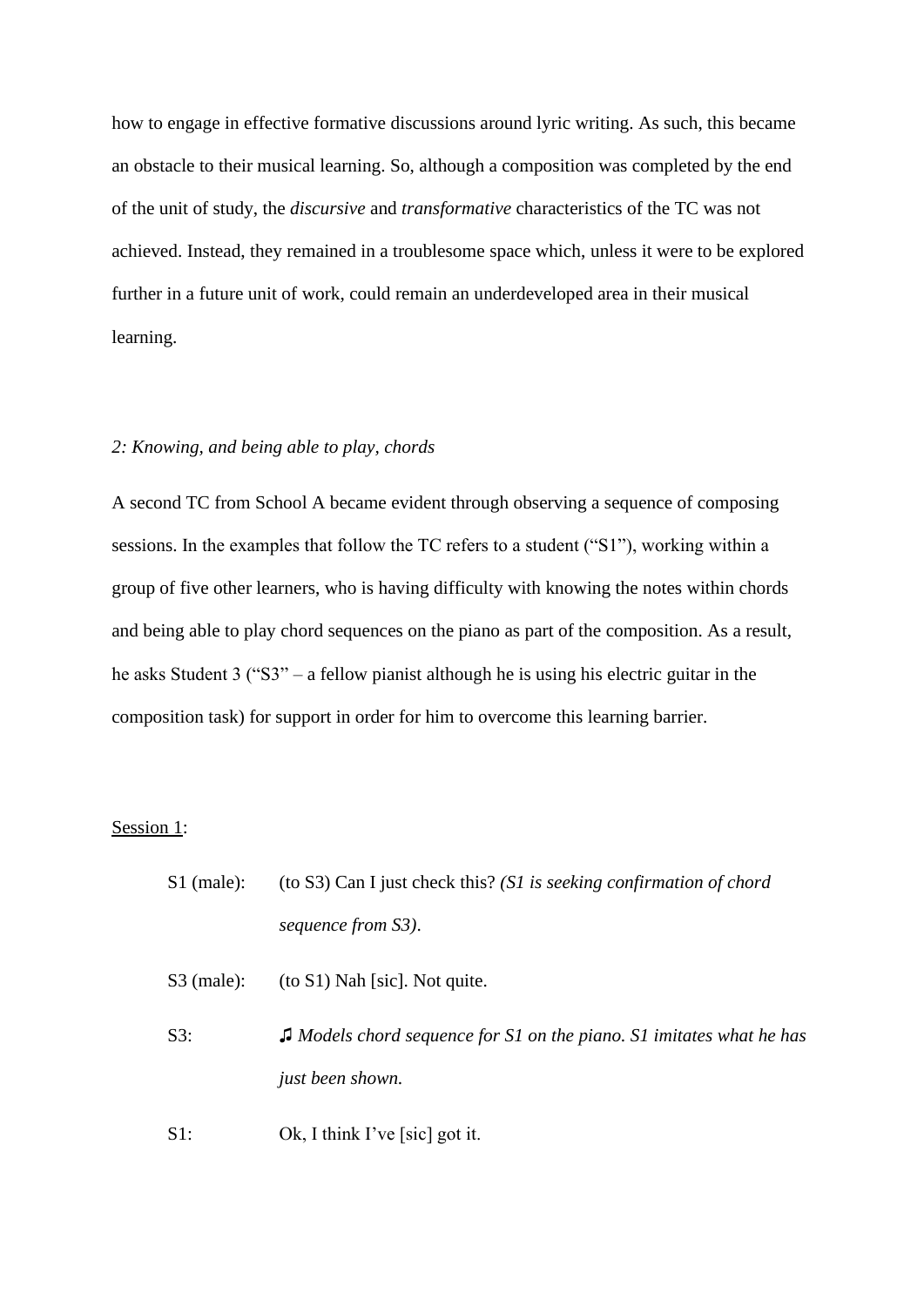how to engage in effective formative discussions around lyric writing. As such, this became an obstacle to their musical learning. So, although a composition was completed by the end of the unit of study, the *discursive* and *transformative* characteristics of the TC was not achieved. Instead, they remained in a troublesome space which, unless it were to be explored further in a future unit of work, could remain an underdeveloped area in their musical learning.

*2: Knowing, and being able to play, chords*

A second TC from School A became evident through observing a sequence of composing sessions. In the examples that follow the TC refers to a student ("S1"), working within a group of five other learners, who is having difficulty with knowing the notes within chords and being able to play chord sequences on the piano as part of the composition. As a result, he asks Student 3 ("S3" – a fellow pianist although he is using his electric guitar in the composition task) for support in order for him to overcome this learning barrier.

<u>Session 1</u>:

S1 (male): (to S3) Can I just check this? *(S1 is seeking confirmation of chord sequence from S3)*.

S3 (male): (to S1) Nah [sic]. Not quite.

S3: ♫ *Models chord sequence for S1 on the piano. S1 imitates what he has just been shown.*

S1: Ok, I think I've [sic] got it.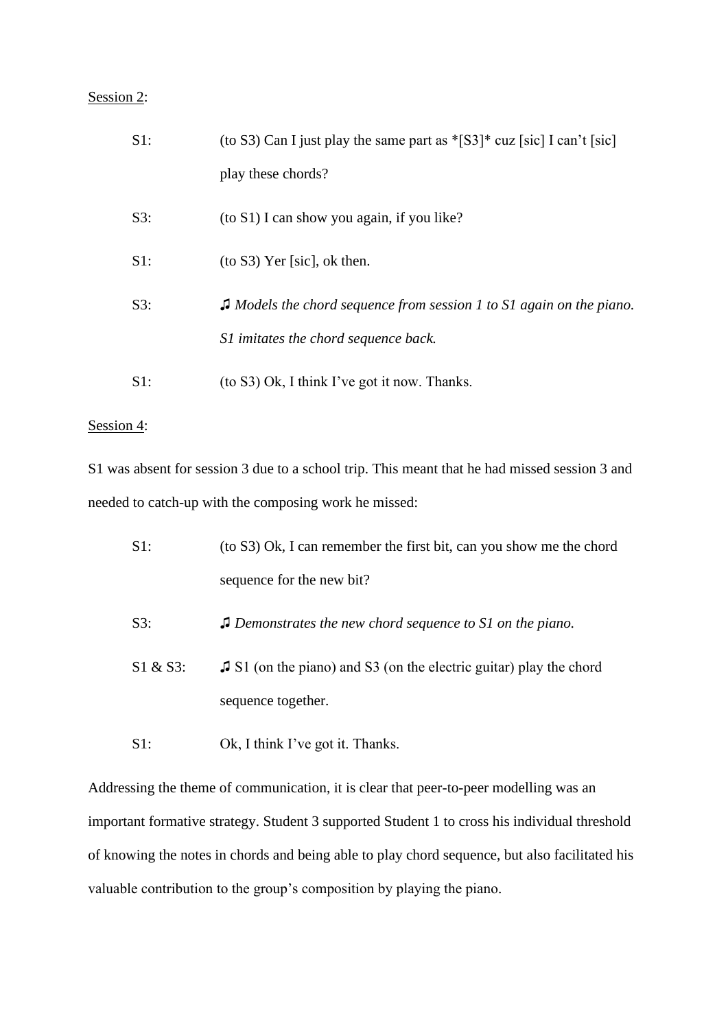Session 2:

S1: (to S3) Can I just play the same part as *[S3]* cuz [sic] I can't [sic] play these chords?

S3: (to S1) I can show you again, if you like?

S1: (to S3) Yer [sic], ok then.

S3: ♫ *Models the chord sequence from session 1 to S1 again on the piano. S1 imitates the chord sequence back.*

S1: (to S3) Ok, I think I've got it now. Thanks.

Session 4:

S1 was absent for session 3 due to a school trip. This meant that he had missed session 3 and needed to catch-up with the composing work he missed:

S1: (to S3) Ok, I can remember the first bit, can you show me the chord sequence for the new bit?

S3: ♫ *Demonstrates the new chord sequence to S1 on the piano.*

S1 & S3: ♫ S1 (on the piano) and S3 (on the electric guitar) play the chord sequence together.

S1: Ok, I think I've got it. Thanks.

Addressing the theme of communication, it is clear that peer-to-peer modelling was an important formative strategy. Student 3 supported Student 1 to cross his individual threshold of knowing the notes in chords and being able to play chord sequence, but also facilitated his valuable contribution to the group's composition by playing the piano.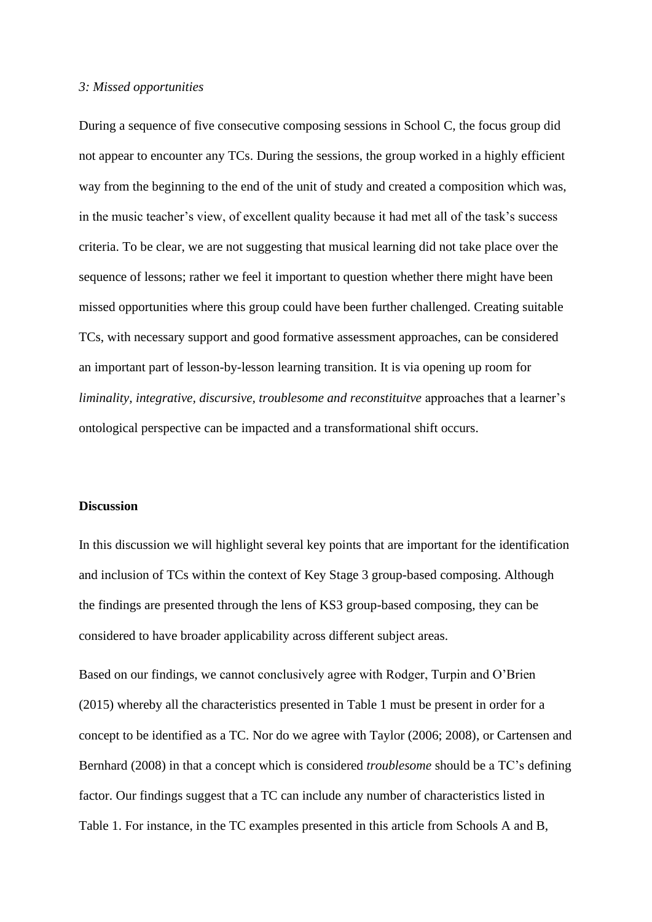*3: Missed opportunities*

During a sequence of five consecutive composing sessions in School C, the focus group did not appear to encounter any TCs. During the sessions, the group worked in a highly efficient way from the beginning to the end of the unit of study and created a composition which was, in the music teacher's view, of excellent quality because it had met all of the task's success criteria. To be clear, we are not suggesting that musical learning did not take place over the sequence of lessons; rather we feel it important to question whether there might have been missed opportunities where this group could have been further challenged. Creating suitable TCs, with necessary support and good formative assessment approaches, can be considered an important part of lesson-by-lesson learning transition. It is via opening up room for *liminality, integrative, discursive, troublesome and reconstituitve* approaches that a learner's ontological perspective can be impacted and a transformational shift occurs.

**Discussion**

In this discussion we will highlight several key points that are important for the identification and inclusion of TCs within the context of Key Stage 3 group-based composing. Although the findings are presented through the lens of KS3 group-based composing, they can be considered to have broader applicability across different subject areas.

Based on our findings, we cannot conclusively agree with Rodger, Turpin and O'Brien (2015) whereby all the characteristics presented in Table 1 must be present in order for a concept to be identified as a TC. Nor do we agree with Taylor (2006; 2008), or Cartensen and Bernhard (2008) in that a concept which is considered *troublesome* should be a TC's defining factor. Our findings suggest that a TC can include any number of characteristics listed in Table 1. For instance, in the TC examples presented in this article from Schools A and B,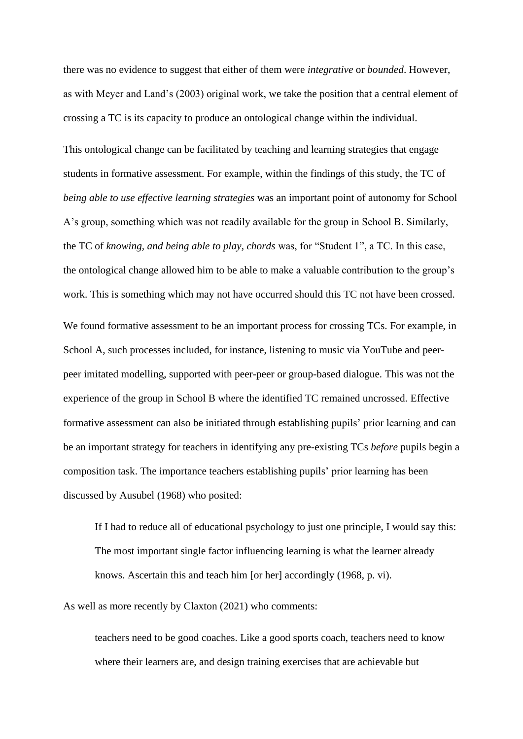there was no evidence to suggest that either of them were *integrative* or *bounded*. However, as with Meyer and Land's (2003) original work, we take the position that a central element of crossing a TC is its capacity to produce an ontological change within the individual.

This ontological change can be facilitated by teaching and learning strategies that engage students in formative assessment. For example, within the findings of this study, the TC of *being able to use effective learning strategies* was an important point of autonomy for School A's group, something which was not readily available for the group in School B. Similarly, the TC of *knowing, and being able to play, chords* was, for "Student 1", a TC. In this case, the ontological change allowed him to be able to make a valuable contribution to the group's work. This is something which may not have occurred should this TC not have been crossed.

We found formative assessment to be an important process for crossing TCs. For example, in School A, such processes included, for instance, listening to music via YouTube and peer-peer imitated modelling, supported with peer-peer or group-based dialogue. This was not the experience of the group in School B where the identified TC remained uncrossed. Effective formative assessment can also be initiated through establishing pupils' prior learning and can be an important strategy for teachers in identifying any pre-existing TCs *before* pupils begin a composition task. The importance teachers establishing pupils' prior learning has been discussed by Ausubel (1968) who posited:

> If I had to reduce all of educational psychology to just one principle, I would say this: The most important single factor influencing learning is what the learner already knows. Ascertain this and teach him [or her] accordingly (1968, p. vi).

As well as more recently by Claxton (2021) who comments:

> teachers need to be good coaches. Like a good sports coach, teachers need to know where their learners are, and design training exercises that are achievable but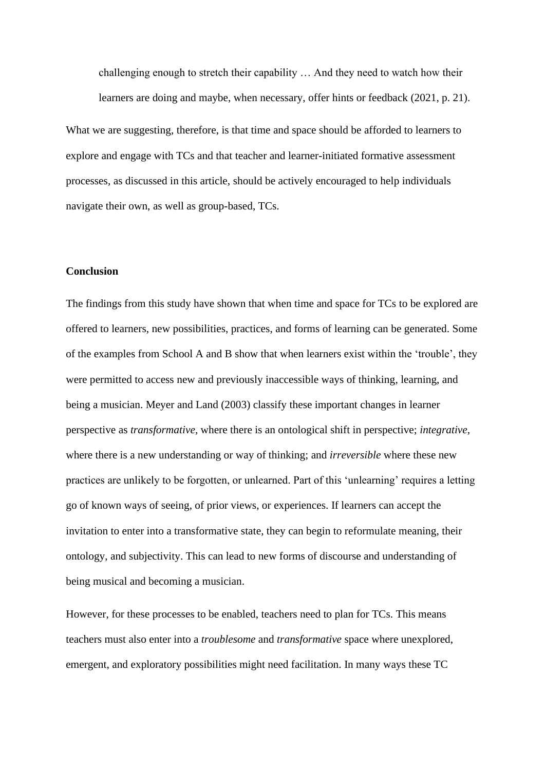> challenging enough to stretch their capability … And they need to watch how their learners are doing and maybe, when necessary, offer hints or feedback (2021, p. 21).

What we are suggesting, therefore, is that time and space should be afforded to learners to explore and engage with TCs and that teacher and learner-initiated formative assessment processes, as discussed in this article, should be actively encouraged to help individuals navigate their own, as well as group-based, TCs.

**Conclusion**

The findings from this study have shown that when time and space for TCs to be explored are offered to learners, new possibilities, practices, and forms of learning can be generated. Some of the examples from School A and B show that when learners exist within the 'trouble', they were permitted to access new and previously inaccessible ways of thinking, learning, and being a musician. Meyer and Land (2003) classify these important changes in learner perspective as *transformative*, where there is an ontological shift in perspective; *integrative*, where there is a new understanding or way of thinking; and *irreversible* where these new practices are unlikely to be forgotten, or unlearned. Part of this 'unlearning' requires a letting go of known ways of seeing, of prior views, or experiences. If learners can accept the invitation to enter into a transformative state, they can begin to reformulate meaning, their ontology, and subjectivity. This can lead to new forms of discourse and understanding of being musical and becoming a musician.

However, for these processes to be enabled, teachers need to plan for TCs. This means teachers must also enter into a *troublesome* and *transformative* space where unexplored, emergent, and exploratory possibilities might need facilitation. In many ways these TC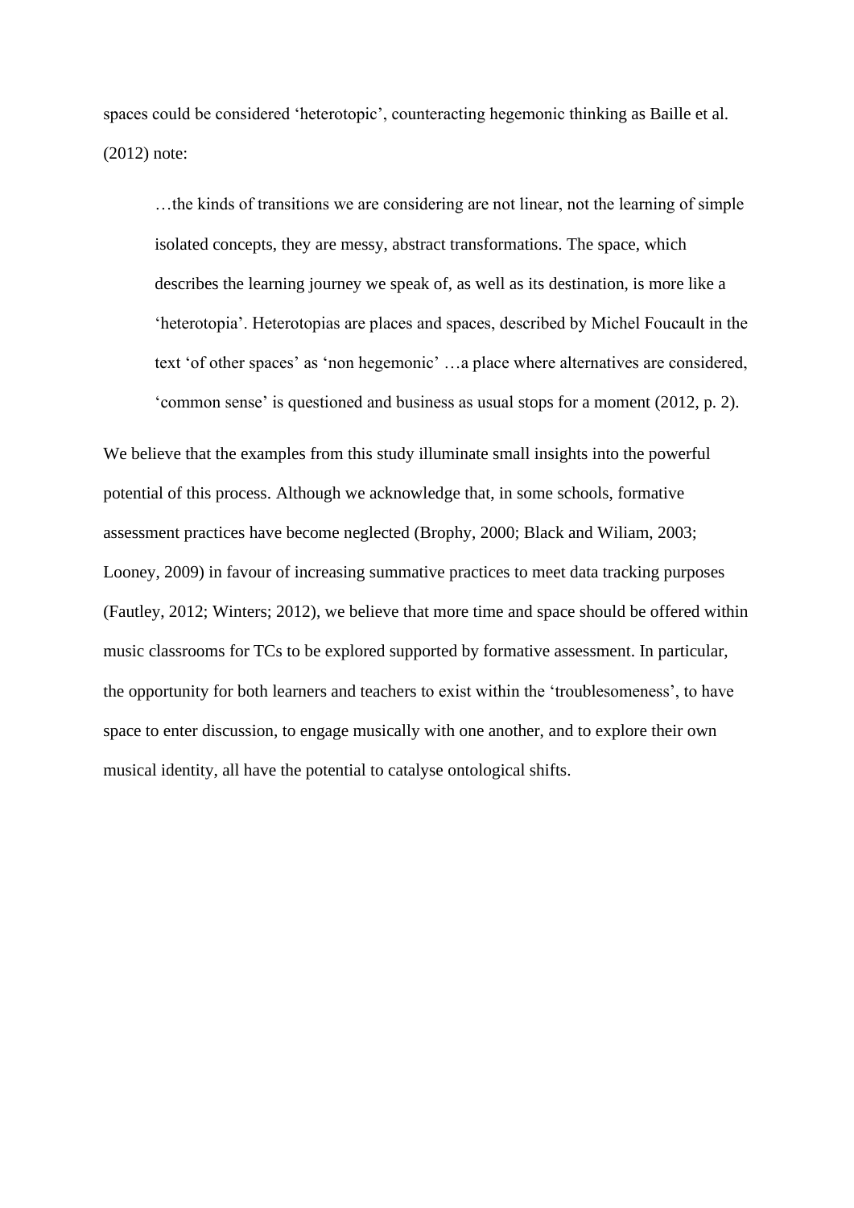spaces could be considered 'heterotopic', counteracting hegemonic thinking as Baille et al. (2012) note:

> …the kinds of transitions we are considering are not linear, not the learning of simple isolated concepts, they are messy, abstract transformations. The space, which describes the learning journey we speak of, as well as its destination, is more like a 'heterotopia'. Heterotopias are places and spaces, described by Michel Foucault in the text 'of other spaces' as 'non hegemonic' …a place where alternatives are considered, 'common sense' is questioned and business as usual stops for a moment (2012, p. 2).

We believe that the examples from this study illuminate small insights into the powerful potential of this process. Although we acknowledge that, in some schools, formative assessment practices have become neglected (Brophy, 2000; Black and Wiliam, 2003; Looney, 2009) in favour of increasing summative practices to meet data tracking purposes (Fautley, 2012; Winters; 2012), we believe that more time and space should be offered within music classrooms for TCs to be explored supported by formative assessment. In particular, the opportunity for both learners and teachers to exist within the 'troublesomeness', to have space to enter discussion, to engage musically with one another, and to explore their own musical identity, all have the potential to catalyse ontological shifts.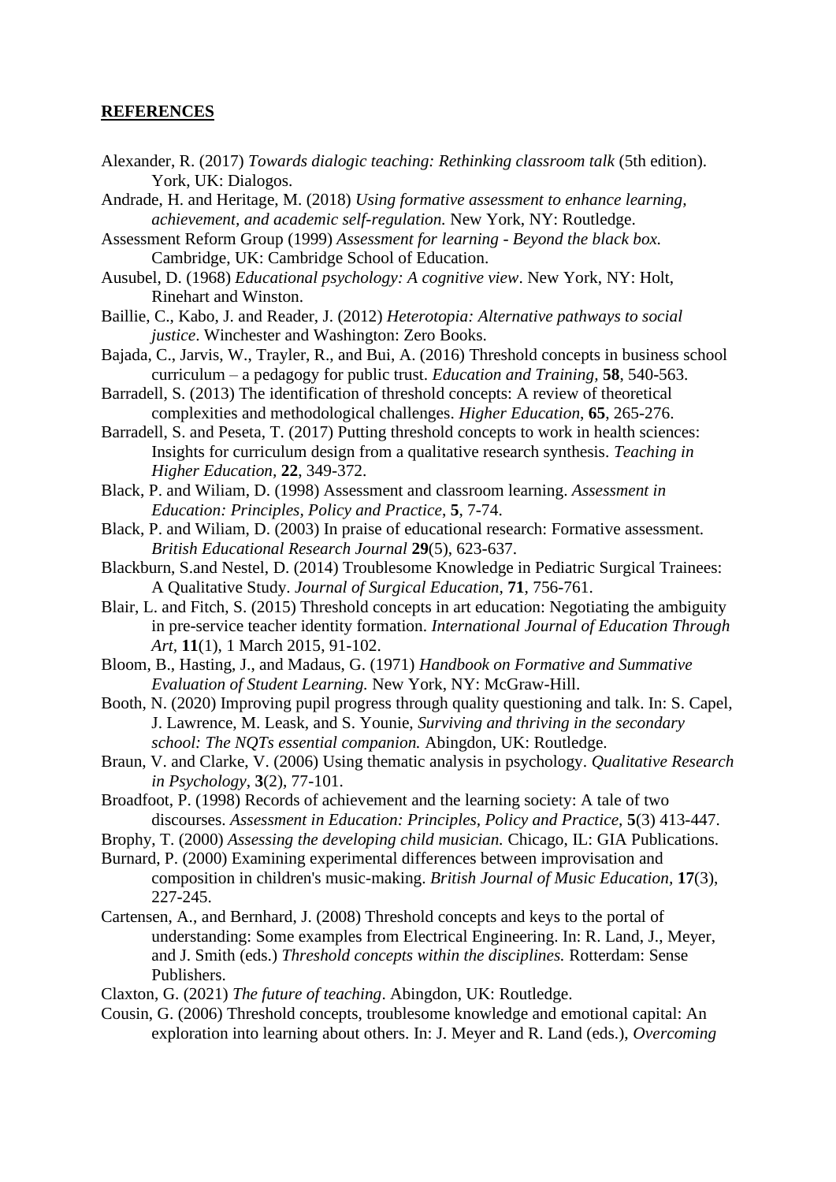**REFERENCES**

Alexander, R. (2017) *Towards dialogic teaching: Rethinking classroom talk* (5th edition). York, UK: Dialogos.

Andrade, H. and Heritage, M. (2018) *Using formative assessment to enhance learning, achievement, and academic self-regulation.* New York, NY: Routledge.

Assessment Reform Group (1999) *Assessment for learning - Beyond the black box.* Cambridge, UK: Cambridge School of Education.

Ausubel, D. (1968) *Educational psychology: A cognitive view*. New York, NY: Holt, Rinehart and Winston.

Baillie, C., Kabo, J. and Reader, J. (2012) *Heterotopia: Alternative pathways to social justice*. Winchester and Washington: Zero Books.

Bajada, C., Jarvis, W., Trayler, R., and Bui, A. (2016) Threshold concepts in business school curriculum – a pedagogy for public trust. *Education and Training*, **58**, 540-563.

Barradell, S. (2013) The identification of threshold concepts: A review of theoretical complexities and methodological challenges. *Higher Education*, **65**, 265-276.

Barradell, S. and Peseta, T. (2017) Putting threshold concepts to work in health sciences: Insights for curriculum design from a qualitative research synthesis. *Teaching in Higher Education*, **22**, 349-372.

Black, P. and Wiliam, D. (1998) Assessment and classroom learning. *Assessment in Education: Principles, Policy and Practice*, **5**, 7-74.

Black, P. and Wiliam, D. (2003) In praise of educational research: Formative assessment. *British Educational Research Journal* **29**(5), 623-637.

Blackburn, S.and Nestel, D. (2014) Troublesome Knowledge in Pediatric Surgical Trainees: A Qualitative Study. *Journal of Surgical Education*, **71**, 756-761.

Blair, L. and Fitch, S. (2015) Threshold concepts in art education: Negotiating the ambiguity in pre-service teacher identity formation. *International Journal of Education Through Art*, **11**(1), 1 March 2015, 91-102.

Bloom, B., Hasting, J., and Madaus, G. (1971) *Handbook on Formative and Summative Evaluation of Student Learning.* New York, NY: McGraw-Hill.

Booth, N. (2020) Improving pupil progress through quality questioning and talk. In: S. Capel, J. Lawrence, M. Leask, and S. Younie, *Surviving and thriving in the secondary school: The NQTs essential companion.* Abingdon, UK: Routledge.

Braun, V. and Clarke, V. (2006) Using thematic analysis in psychology. *Qualitative Research in Psychology*, **3**(2), 77-101.

Broadfoot, P. (1998) Records of achievement and the learning society: A tale of two discourses. *Assessment in Education: Principles, Policy and Practice*, **5**(3) 413-447.

Brophy, T. (2000) *Assessing the developing child musician.* Chicago, IL: GIA Publications.

Burnard, P. (2000) Examining experimental differences between improvisation and composition in children's music-making. *British Journal of Music Education*, **17**(3), 227-245.

Cartensen, A., and Bernhard, J. (2008) Threshold concepts and keys to the portal of understanding: Some examples from Electrical Engineering. In: R. Land, J., Meyer, and J. Smith (eds.) *Threshold concepts within the disciplines.* Rotterdam: Sense Publishers.

Claxton, G. (2021) *The future of teaching*. Abingdon, UK: Routledge.

Cousin, G. (2006) Threshold concepts, troublesome knowledge and emotional capital: An exploration into learning about others. In: J. Meyer and R. Land (eds.), *Overcoming*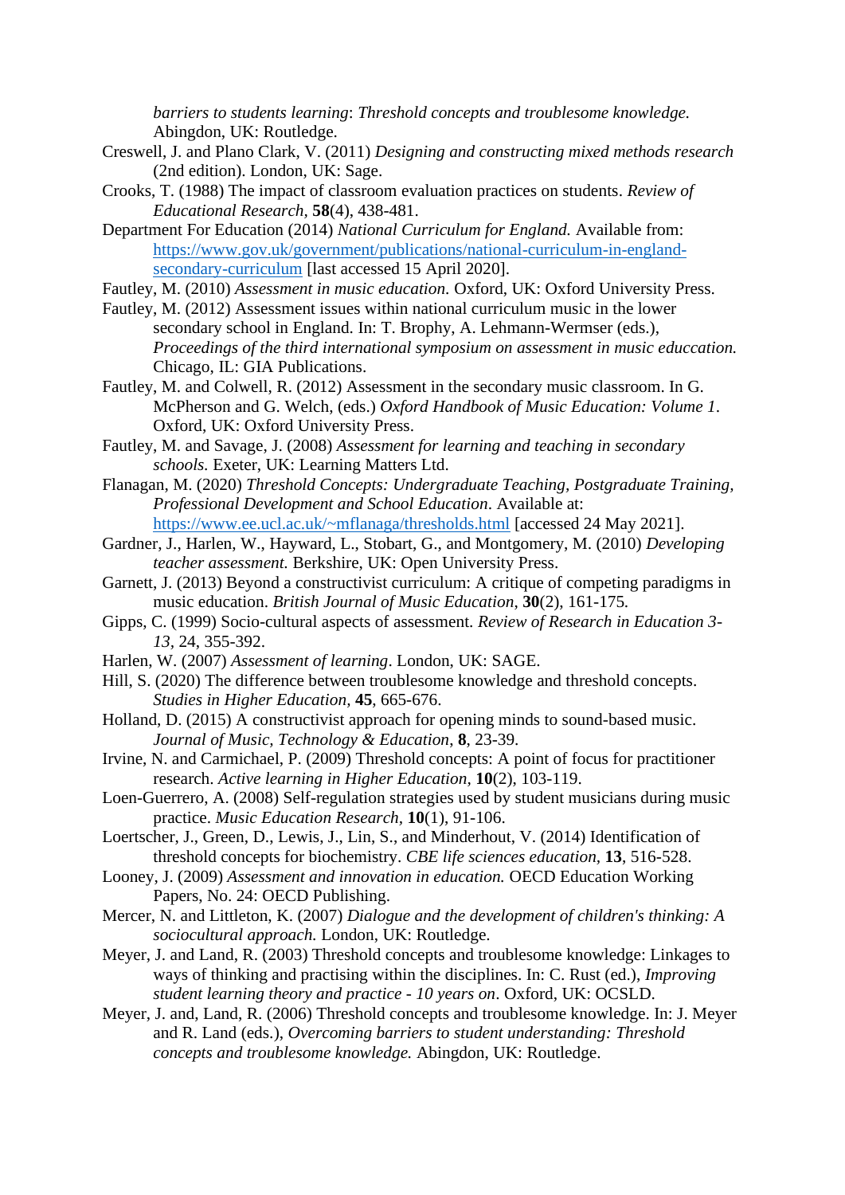*barriers to students learning*: *Threshold concepts and troublesome knowledge.* Abingdon, UK: Routledge.

Creswell, J. and Plano Clark, V. (2011) *Designing and constructing mixed methods research* (2nd edition). London, UK: Sage.

Crooks, T. (1988) The impact of classroom evaluation practices on students. *Review of Educational Research*, **58**(4), 438-481.

Department For Education (2014) *National Curriculum for England.* Available from: [https://www.gov.uk/government/publications/national-curriculum-in-england-secondary-curriculum](https://www.gov.uk/government/publications/national-curriculum-in-england-secondary-curriculum) [last accessed 15 April 2020].

Fautley, M. (2010) *Assessment in music education.* Oxford, UK: Oxford University Press.

Fautley, M. (2012) Assessment issues within national curriculum music in the lower secondary school in England. In: T. Brophy, A. Lehmann-Wermser (eds.), *Proceedings of the third international symposium on assessment in music educcation.* Chicago, IL: GIA Publications.

Fautley, M. and Colwell, R. (2012) Assessment in the secondary music classroom. In G. McPherson and G. Welch, (eds.) *Oxford Handbook of Music Education: Volume 1*. Oxford, UK: Oxford University Press.

Fautley, M. and Savage, J. (2008) *Assessment for learning and teaching in secondary schools.* Exeter, UK: Learning Matters Ltd.

Flanagan, M. (2020) *Threshold Concepts: Undergraduate Teaching, Postgraduate Training, Professional Development and School Education*. Available at: [https://www.ee.ucl.ac.uk/~mflanaga/thresholds.html](https://www.ee.ucl.ac.uk/~mflanaga/thresholds.html) [accessed 24 May 2021].

Gardner, J., Harlen, W., Hayward, L., Stobart, G., and Montgomery, M. (2010) *Developing teacher assessment.* Berkshire, UK: Open University Press.

Garnett, J. (2013) Beyond a constructivist curriculum: A critique of competing paradigms in music education. *British Journal of Music Education*, **30**(2), 161-175.

Gipps, C. (1999) Socio-cultural aspects of assessment. *Review of Research in Education 3-13*, 24, 355-392.

Harlen, W. (2007) *Assessment of learning*. London, UK: SAGE.

Hill, S. (2020) The difference between troublesome knowledge and threshold concepts. *Studies in Higher Education,* **45**, 665-676.

Holland, D. (2015) A constructivist approach for opening minds to sound-based music. *Journal of Music, Technology & Education*, **8**, 23-39.

Irvine, N. and Carmichael, P. (2009) Threshold concepts: A point of focus for practitioner research. *Active learning in Higher Education,* **10**(2), 103-119.

Loen-Guerrero, A. (2008) Self-regulation strategies used by student musicians during music practice. *Music Education Research,* **10**(1), 91-106.

Loertscher, J., Green, D., Lewis, J., Lin, S., and Minderhout, V. (2014) Identification of threshold concepts for biochemistry. *CBE life sciences education,* **13**, 516-528.

Looney, J. (2009) *Assessment and innovation in education.* OECD Education Working Papers, No. 24: OECD Publishing.

Mercer, N. and Littleton, K. (2007) *Dialogue and the development of children's thinking: A sociocultural approach.* London, UK: Routledge.

Meyer, J. and Land, R. (2003) Threshold concepts and troublesome knowledge: Linkages to ways of thinking and practising within the disciplines. In: C. Rust (ed.), *Improving student learning theory and practice - 10 years on*. Oxford, UK: OCSLD.

Meyer, J. and, Land, R. (2006) Threshold concepts and troublesome knowledge. In: J. Meyer and R. Land (eds.), *Overcoming barriers to student understanding: Threshold concepts and troublesome knowledge.* Abingdon, UK: Routledge.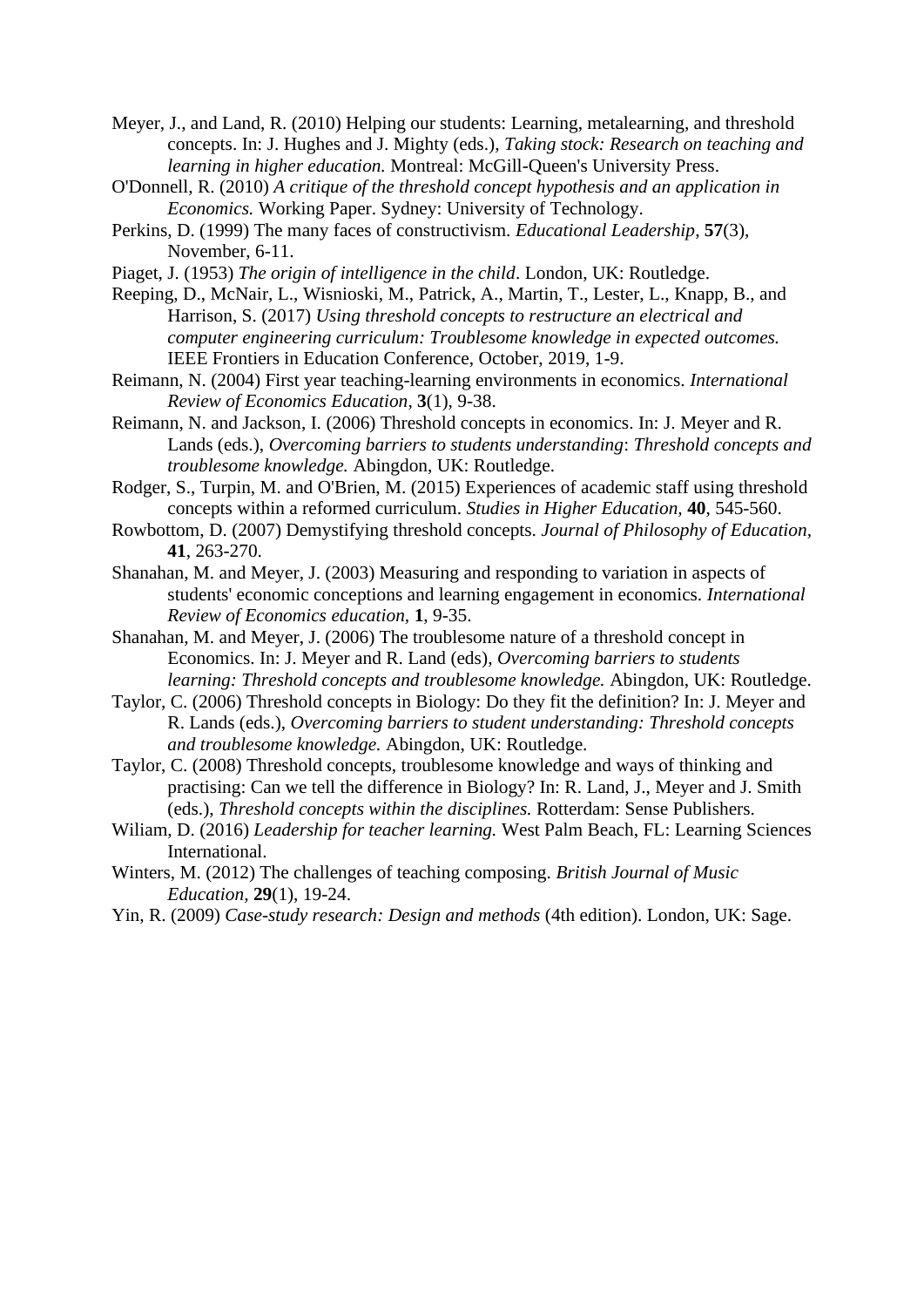Meyer, J., and Land, R. (2010) Helping our students: Learning, metalearning, and threshold concepts. In: J. Hughes and J. Mighty (eds.), *Taking stock: Research on teaching and learning in higher education.* Montreal: McGill-Queen's University Press.

O'Donnell, R. (2010) *A critique of the threshold concept hypothesis and an application in Economics.* Working Paper. Sydney: University of Technology.

Perkins, D. (1999) The many faces of constructivism. *Educational Leadership*, **57**(3), November, 6-11.

Piaget, J. (1953) *The origin of intelligence in the child*. London, UK: Routledge.

Reeping, D., McNair, L., Wisnioski, M., Patrick, A., Martin, T., Lester, L., Knapp, B., and Harrison, S. (2017) *Using threshold concepts to restructure an electrical and computer engineering curriculum: Troublesome knowledge in expected outcomes.* IEEE Frontiers in Education Conference, October, 2019, 1-9.

Reimann, N. (2004) First year teaching-learning environments in economics. *International Review of Economics Education*, **3**(1), 9-38.

Reimann, N. and Jackson, I. (2006) Threshold concepts in economics. In: J. Meyer and R. Lands (eds.), *Overcoming barriers to students understanding*: *Threshold concepts and troublesome knowledge.* Abingdon, UK: Routledge.

Rodger, S., Turpin, M. and O'Brien, M. (2015) Experiences of academic staff using threshold concepts within a reformed curriculum. *Studies in Higher Education*, **40**, 545-560.

Rowbottom, D. (2007) Demystifying threshold concepts. *Journal of Philosophy of Education*, **41**, 263-270.

Shanahan, M. and Meyer, J. (2003) Measuring and responding to variation in aspects of students' economic conceptions and learning engagement in economics. *International Review of Economics education*, **1**, 9-35.

Shanahan, M. and Meyer, J. (2006) The troublesome nature of a threshold concept in Economics. In: J. Meyer and R. Land (eds), *Overcoming barriers to students learning: Threshold concepts and troublesome knowledge.* Abingdon, UK: Routledge.

Taylor, C. (2006) Threshold concepts in Biology: Do they fit the definition? In: J. Meyer and R. Lands (eds.), *Overcoming barriers to student understanding: Threshold concepts and troublesome knowledge.* Abingdon, UK: Routledge.

Taylor, C. (2008) Threshold concepts, troublesome knowledge and ways of thinking and practising: Can we tell the difference in Biology? In: R. Land, J., Meyer and J. Smith (eds.), *Threshold concepts within the disciplines.* Rotterdam: Sense Publishers.

Wiliam, D. (2016) *Leadership for teacher learning.* West Palm Beach, FL: Learning Sciences International.

Winters, M. (2012) The challenges of teaching composing. *British Journal of Music Education*, **29**(1), 19-24.

Yin, R. (2009) *Case-study research: Design and methods* (4th edition). London, UK: Sage.